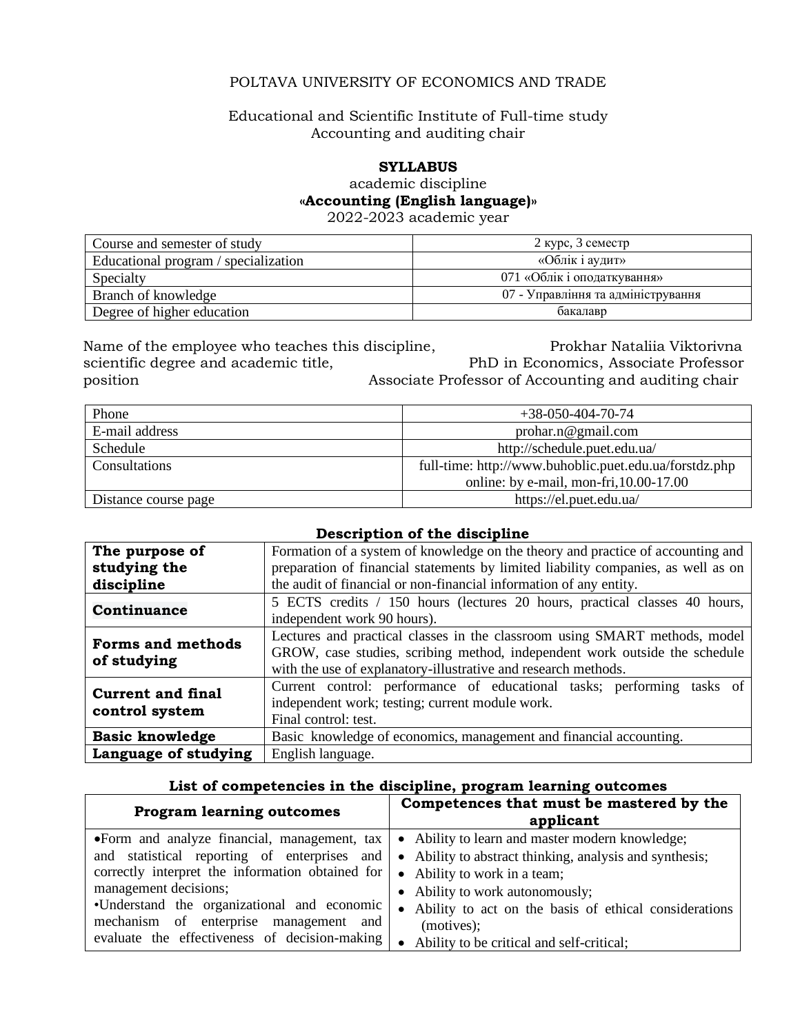POLTAVA UNIVERSITY OF ECONOMICS AND TRADE

Educational and Scientific Institute of Full-time study
Accounting and auditing chair

# SYLLABUS

academic discipline
**«Accounting (English language)»**
2022-2023 academic year

| | |
|---|---|
| Course and semester of study | 2 курс, 3 семестр |
| Educational program / specialization | «Облік і аудит» |
| Specialty | 071 «Облік і оподаткування» |
| Branch of knowledge | 07 - Управління та адміністрування |
| Degree of higher education | бакалавр |

| | |
|---|---|
| Name of the employee who teaches this discipline, | Prokhar Nataliia Viktorivna |
| scientific degree and academic title, | PhD in Economics, Associate Professor |
| position | Associate Professor of Accounting and auditing chair |

| | |
|---|---|
| Phone | +38-050-404-70-74 |
| E-mail address | prohar.n@gmail.com |
| Schedule | http://schedule.puet.edu.ua/ |
| Consultations | full-time: http://www.buhoblic.puet.edu.ua/forstdz.php<br>online: by e-mail, mon-fri,10.00-17.00 |
| Distance course page | https://el.puet.edu.ua/ |

## Description of the discipline

| | |
|---|---|
| **The purpose of studying the discipline** | Formation of a system of knowledge on the theory and practice of accounting and preparation of financial statements by limited liability companies, as well as on the audit of financial or non-financial information of any entity. |
| **Continuance** | 5 ECTS credits / 150 hours (lectures 20 hours, practical classes 40 hours, independent work 90 hours). |
| **Forms and methods of studying** | Lectures and practical classes in the classroom using SMART methods, model GROW, case studies, scribing method, independent work outside the schedule with the use of explanatory-illustrative and research methods. |
| **Current and final control system** | Current control: performance of educational tasks; performing tasks of independent work; testing; current module work.<br>Final control: test. |
| **Basic knowledge** | Basic knowledge of economics, management and financial accounting. |
| **Language of studying** | English language. |

## List of competencies in the discipline, program learning outcomes

| Program learning outcomes | Competences that must be mastered by the applicant |
|---|---|
| •Form and analyze financial, management, tax and statistical reporting of enterprises and correctly interpret the information obtained for management decisions;<br>•Understand the organizational and economic mechanism of enterprise management and evaluate the effectiveness of decision-making | • Ability to learn and master modern knowledge;<br>• Ability to abstract thinking, analysis and synthesis;<br>• Ability to work in a team;<br>• Ability to work autonomously;<br>• Ability to act on the basis of ethical considerations (motives);<br>• Ability to be critical and self-critical; |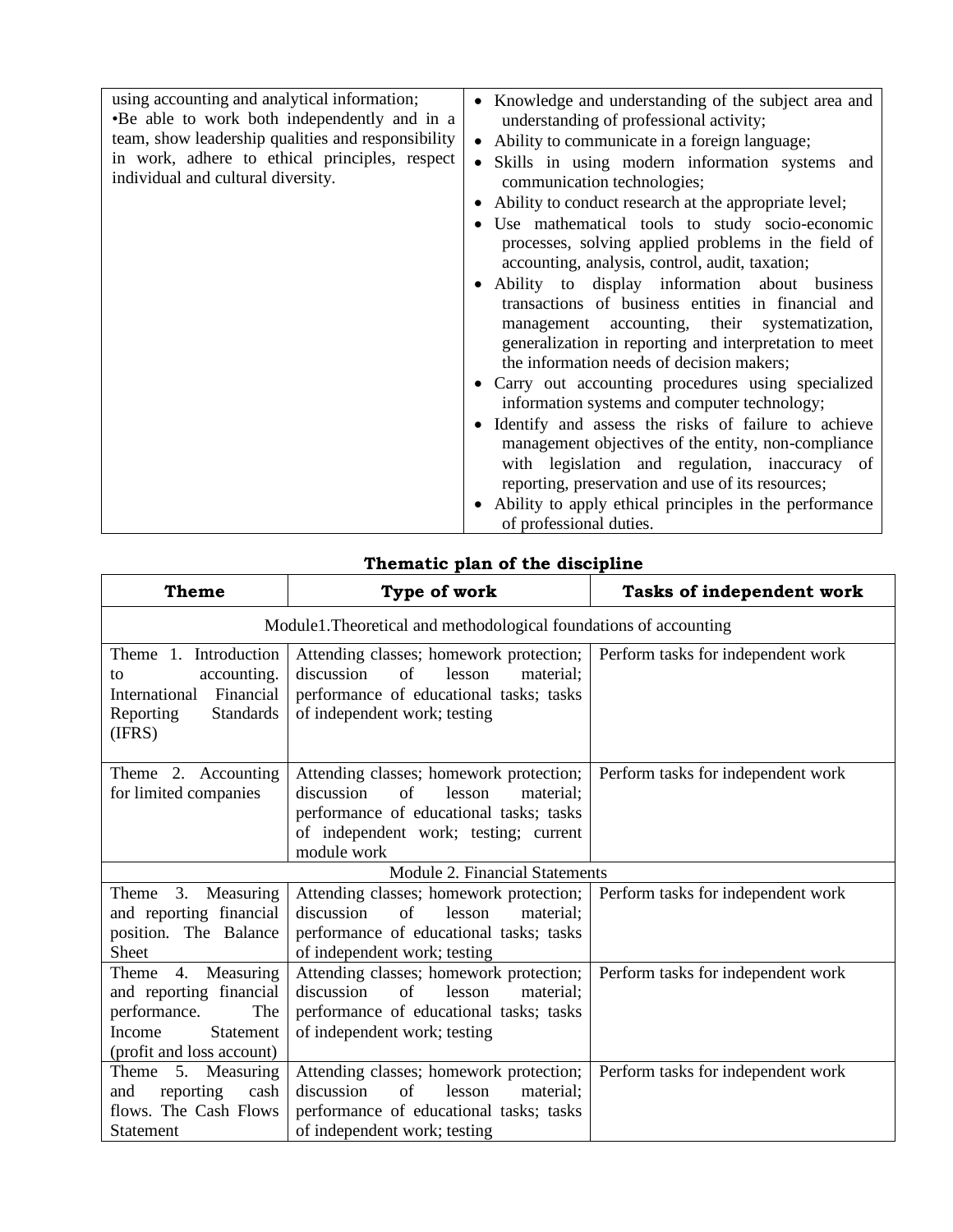| | |
|---|---|
| using accounting and analytical information;<br>•Be able to work both independently and in a team, show leadership qualities and responsibility in work, adhere to ethical principles, respect individual and cultural diversity. | • Knowledge and understanding of the subject area and understanding of professional activity;<br>• Ability to communicate in a foreign language;<br>• Skills in using modern information systems and communication technologies;<br>• Ability to conduct research at the appropriate level;<br>• Use mathematical tools to study socio-economic processes, solving applied problems in the field of accounting, analysis, control, audit, taxation;<br>• Ability to display information about business transactions of business entities in financial and management accounting, their systematization, generalization in reporting and interpretation to meet the information needs of decision makers;<br>• Carry out accounting procedures using specialized information systems and computer technology;<br>• Identify and assess the risks of failure to achieve management objectives of the entity, non-compliance with legislation and regulation, inaccuracy of reporting, preservation and use of its resources;<br>• Ability to apply ethical principles in the performance of professional duties. |

## Thematic plan of the discipline

| Theme | Type of work | Tasks of independent work |
|---|---|---|
| Module1.Theoretical and methodological foundations of accounting | | |
| Theme 1. Introduction to accounting. International Financial Reporting Standards (IFRS) | Attending classes; homework protection; discussion of lesson material; performance of educational tasks; tasks of independent work; testing | Perform tasks for independent work |
| Theme 2. Accounting for limited companies | Attending classes; homework protection; discussion of lesson material; performance of educational tasks; tasks of independent work; testing; current module work | Perform tasks for independent work |
| Module 2. Financial Statements | | |
| Theme 3. Measuring and reporting financial position. The Balance Sheet | Attending classes; homework protection; discussion of lesson material; performance of educational tasks; tasks of independent work; testing | Perform tasks for independent work |
| Theme 4. Measuring and reporting financial performance. The Income Statement (profit and loss account) | Attending classes; homework protection; discussion of lesson material; performance of educational tasks; tasks of independent work; testing | Perform tasks for independent work |
| Theme 5. Measuring and reporting cash flows. The Cash Flows Statement | Attending classes; homework protection; discussion of lesson material; performance of educational tasks; tasks of independent work; testing | Perform tasks for independent work |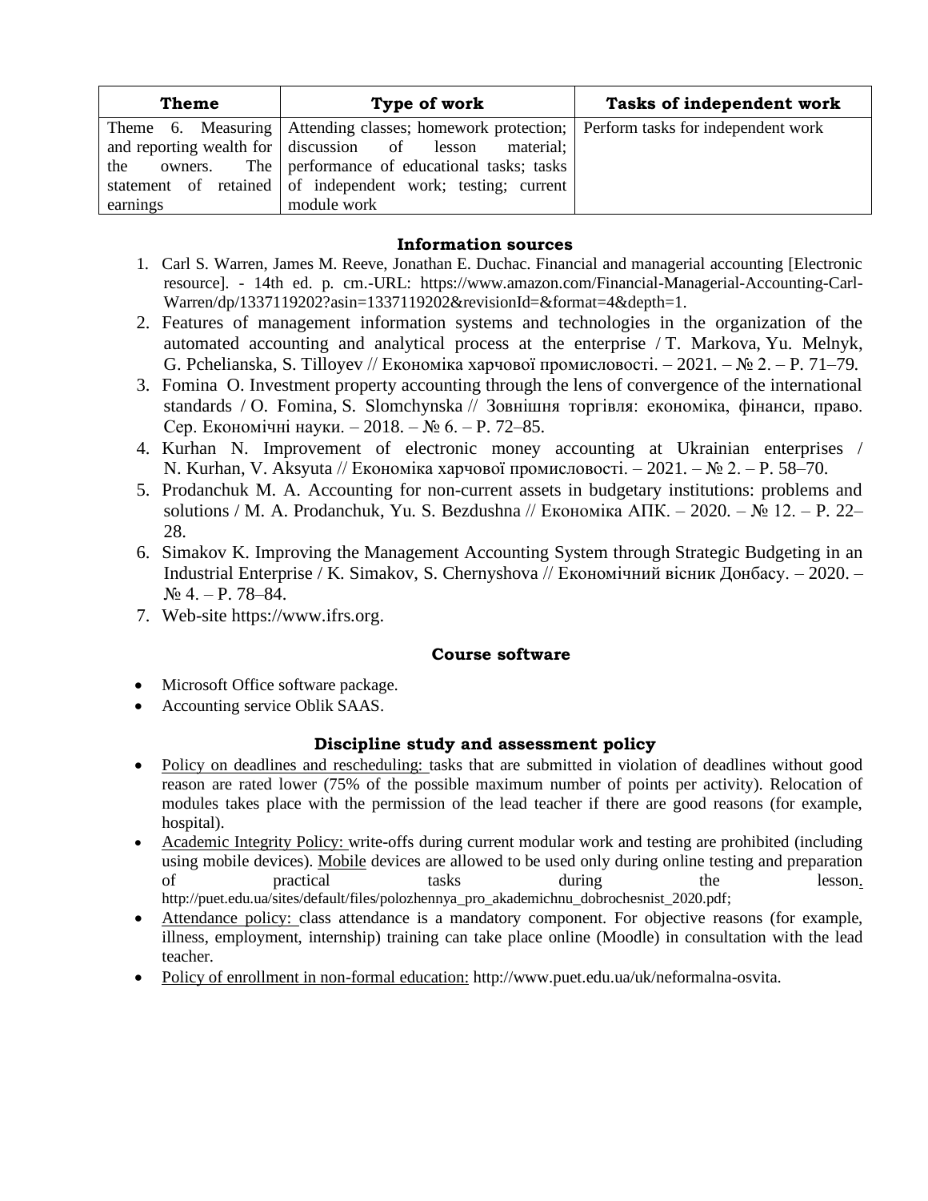| Theme | Type of work | Tasks of independent work |
|---|---|---|
| Theme 6. Measuring and reporting wealth for the owners. The statement of retained earnings | Attending classes; homework protection; discussion of lesson material; performance of educational tasks; tasks of independent work; testing; current module work | Perform tasks for independent work |

### Information sources

1. Carl S. Warren, James M. Reeve, Jonathan E. Duchac. Financial and managerial accounting [Electronic resource]. - 14th ed. p. cm.-URL: https://www.amazon.com/Financial-Managerial-Accounting-Carl-Warren/dp/1337119202?asin=1337119202&revisionId=&format=4&depth=1.
2. Features of management information systems and technologies in the organization of the automated accounting and analytical process at the enterprise / T. Markova, Yu. Melnyk, G. Pchelianska, S. Tilloyev // Економіка харчової промисловості. – 2021. – № 2. – P. 71–79.
3. Fomina O. Investment property accounting through the lens of convergence of the international standards / O. Fomina, S. Slomchynska // Зовнішня торгівля: економіка, фінанси, право. Сер. Економічні науки. – 2018. – № 6. – P. 72–85.
4. Kurhan N. Improvement of electronic money accounting at Ukrainian enterprises / N. Kurhan, V. Aksyuta // Економіка харчової промисловості. – 2021. – № 2. – P. 58–70.
5. Prodanchuk M. A. Accounting for non-current assets in budgetary institutions: problems and solutions / M. A. Prodanchuk, Yu. S. Bezdushna // Економіка АПК. – 2020. – № 12. – P. 22–28.
6. Simakov K. Improving the Management Accounting System through Strategic Budgeting in an Industrial Enterprise / K. Simakov, S. Chernyshova // Економічний вісник Донбасу. – 2020. – № 4. – P. 78–84.
7. Web-site https://www.ifrs.org.

### Course software

- Microsoft Office software package.
- Accounting service Oblik SAAS.

### Discipline study and assessment policy

- Policy on deadlines and rescheduling: tasks that are submitted in violation of deadlines without good reason are rated lower (75% of the possible maximum number of points per activity). Relocation of modules takes place with the permission of the lead teacher if there are good reasons (for example, hospital).
- Academic Integrity Policy: write-offs during current modular work and testing are prohibited (including using mobile devices). Mobile devices are allowed to be used only during online testing and preparation of practical tasks during the lesson. http://puet.edu.ua/sites/default/files/polozhennya_pro_akademichnu_dobrochesnist_2020.pdf;
- Attendance policy: class attendance is a mandatory component. For objective reasons (for example, illness, employment, internship) training can take place online (Moodle) in consultation with the lead teacher.
- Policy of enrollment in non-formal education: http://www.puet.edu.ua/uk/neformalna-osvita.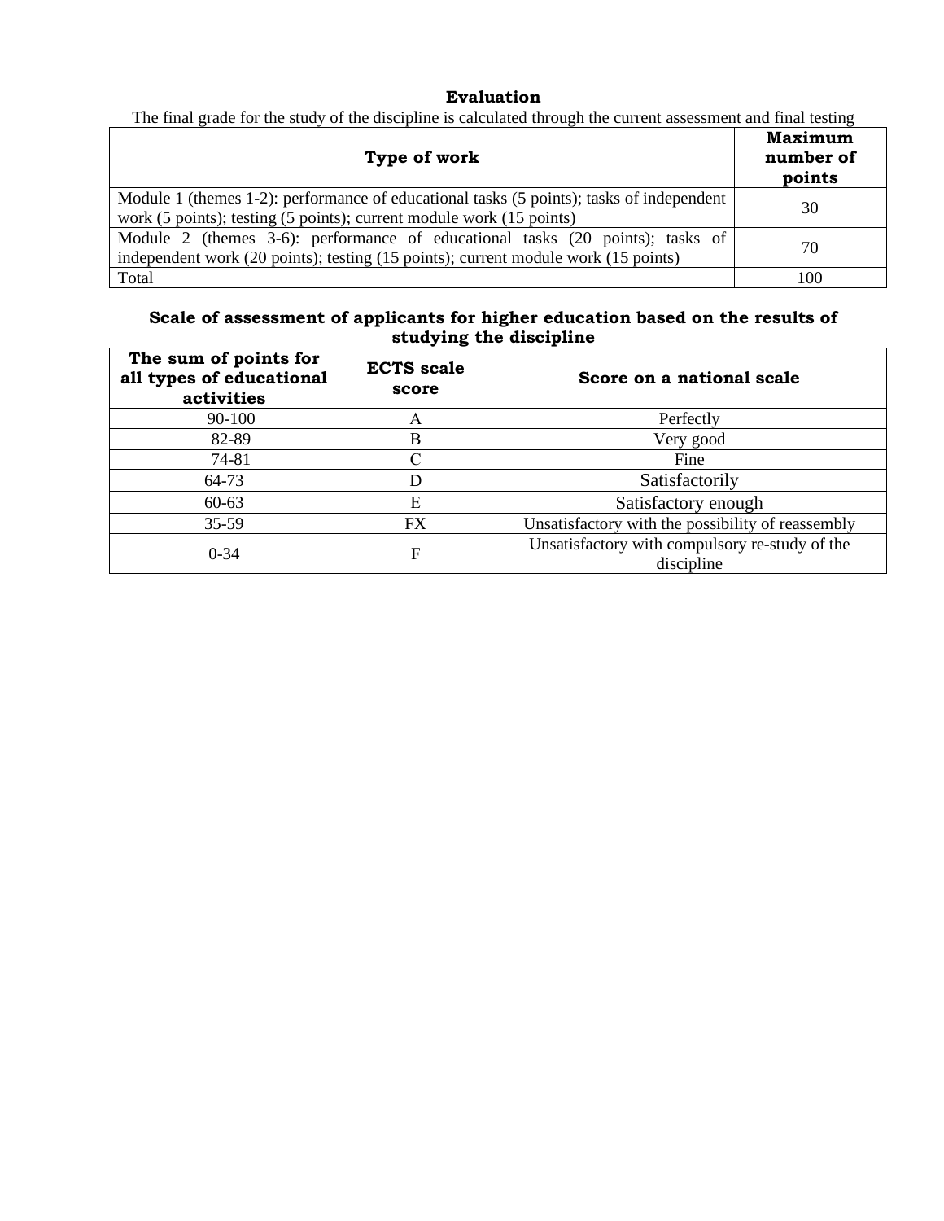## Evaluation

The final grade for the study of the discipline is calculated through the current assessment and final testing

| Type of work | Maximum number of points |
|---|---|
| Module 1 (themes 1-2): performance of educational tasks (5 points); tasks of independent work (5 points); testing (5 points); current module work (15 points) | 30 |
| Module 2 (themes 3-6): performance of educational tasks (20 points); tasks of independent work (20 points); testing (15 points); current module work (15 points) | 70 |
| Total | 100 |

## Scale of assessment of applicants for higher education based on the results of studying the discipline

| The sum of points for all types of educational activities | ECTS scale score | Score on a national scale |
|---|---|---|
| 90-100 | A | Perfectly |
| 82-89 | B | Very good |
| 74-81 | C | Fine |
| 64-73 | D | Satisfactorily |
| 60-63 | E | Satisfactory enough |
| 35-59 | FX | Unsatisfactory with the possibility of reassembly |
| 0-34 | F | Unsatisfactory with compulsory re-study of the discipline |